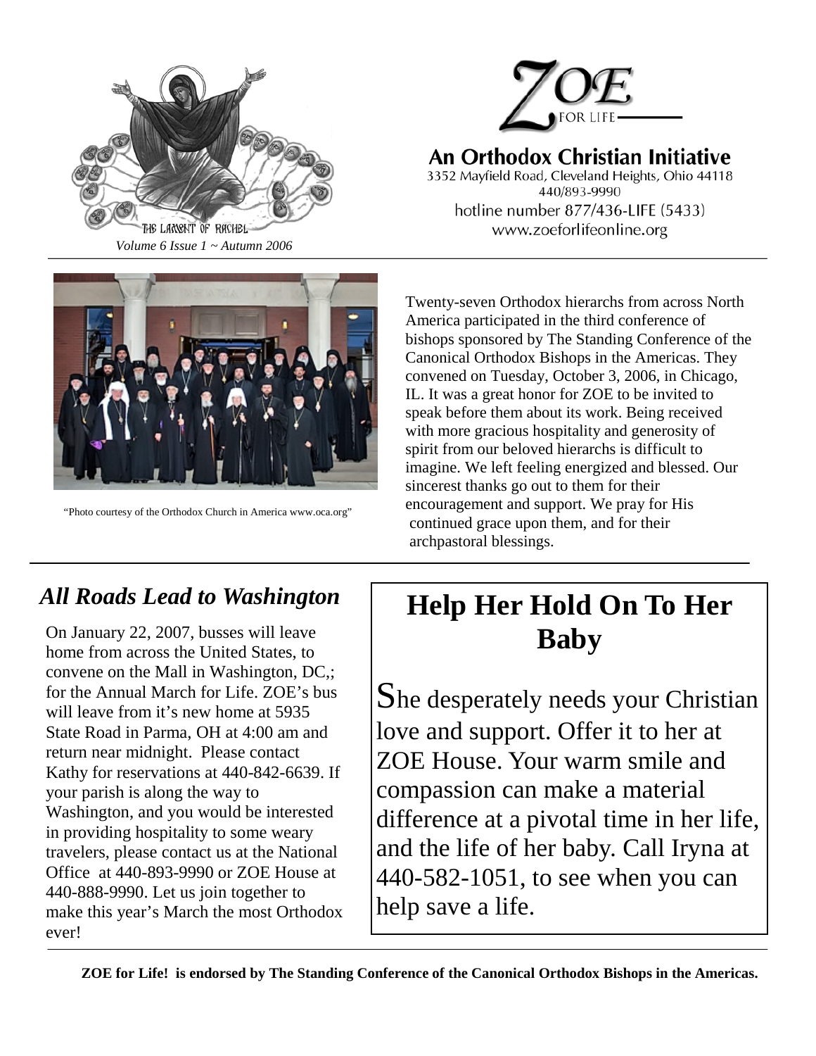THE LAMENT OF RACHEL

*Volume 6 Issue 1 ~ Autumn 2006*

# ZOE FOR LIFE

## An Orthodox Christian Initiative

3352 Mayfield Road, Cleveland Heights, Ohio 44118
440/893-9990
hotline number 877/436-LIFE (5433)
www.zoeforlifeonline.org

"Photo courtesy of the Orthodox Church in America www.oca.org"

Twenty-seven Orthodox hierarchs from across North America participated in the third conference of bishops sponsored by The Standing Conference of the Canonical Orthodox Bishops in the Americas. They convened on Tuesday, October 3, 2006, in Chicago, IL. It was a great honor for ZOE to be invited to speak before them about its work. Being received with more gracious hospitality and generosity of spirit from our beloved hierarchs is difficult to imagine. We left feeling energized and blessed. Our sincerest thanks go out to them for their encouragement and support. We pray for His continued grace upon them, and for their archpastoral blessings.

## *All Roads Lead to Washington*

On January 22, 2007, busses will leave home from across the United States, to convene on the Mall in Washington, DC,; for the Annual March for Life. ZOE's bus will leave from it's new home at 5935 State Road in Parma, OH at 4:00 am and return near midnight. Please contact Kathy for reservations at 440-842-6639. If your parish is along the way to Washington, and you would be interested in providing hospitality to some weary travelers, please contact us at the National Office at 440-893-9990 or ZOE House at 440-888-9990. Let us join together to make this year's March the most Orthodox ever!

## Help Her Hold On To Her Baby

She desperately needs your Christian love and support. Offer it to her at ZOE House. Your warm smile and compassion can make a material difference at a pivotal time in her life, and the life of her baby. Call Iryna at 440-582-1051, to see when you can help save a life.

**ZOE for Life! is endorsed by The Standing Conference of the Canonical Orthodox Bishops in the Americas.**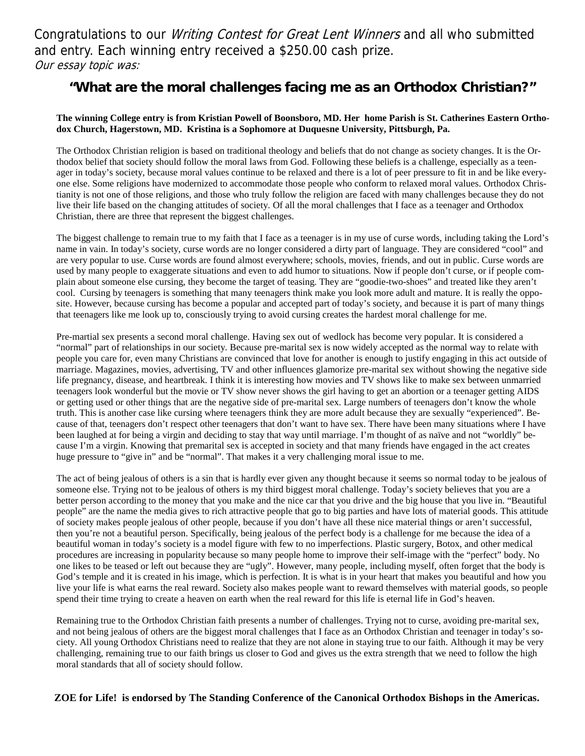Congratulations to our *Writing Contest for Great Lent Winners* and all who submitted and entry. Each winning entry received a $250.00 cash prize.
*Our essay topic was:*

## "What are the moral challenges facing me as an Orthodox Christian?"

**The winning College entry is from Kristian Powell of Boonsboro, MD. Her home Parish is St. Catherines Eastern Orthodox Church, Hagerstown, MD. Kristina is a Sophomore at Duquesne University, Pittsburgh, Pa.**

The Orthodox Christian religion is based on traditional theology and beliefs that do not change as society changes. It is the Orthodox belief that society should follow the moral laws from God. Following these beliefs is a challenge, especially as a teenager in today's society, because moral values continue to be relaxed and there is a lot of peer pressure to fit in and be like everyone else. Some religions have modernized to accommodate those people who conform to relaxed moral values. Orthodox Christianity is not one of those religions, and those who truly follow the religion are faced with many challenges because they do not live their life based on the changing attitudes of society. Of all the moral challenges that I face as a teenager and Orthodox Christian, there are three that represent the biggest challenges.

The biggest challenge to remain true to my faith that I face as a teenager is in my use of curse words, including taking the Lord's name in vain. In today's society, curse words are no longer considered a dirty part of language. They are considered "cool" and are very popular to use. Curse words are found almost everywhere; schools, movies, friends, and out in public. Curse words are used by many people to exaggerate situations and even to add humor to situations. Now if people don't curse, or if people complain about someone else cursing, they become the target of teasing. They are "goodie-two-shoes" and treated like they aren't cool. Cursing by teenagers is something that many teenagers think make you look more adult and mature. It is really the opposite. However, because cursing has become a popular and accepted part of today's society, and because it is part of many things that teenagers like me look up to, consciously trying to avoid cursing creates the hardest moral challenge for me.

Pre-martial sex presents a second moral challenge. Having sex out of wedlock has become very popular. It is considered a "normal" part of relationships in our society. Because pre-marital sex is now widely accepted as the normal way to relate with people you care for, even many Christians are convinced that love for another is enough to justify engaging in this act outside of marriage. Magazines, movies, advertising, TV and other influences glamorize pre-marital sex without showing the negative side life pregnancy, disease, and heartbreak. I think it is interesting how movies and TV shows like to make sex between unmarried teenagers look wonderful but the movie or TV show never shows the girl having to get an abortion or a teenager getting AIDS or getting used or other things that are the negative side of pre-marital sex. Large numbers of teenagers don't know the whole truth. This is another case like cursing where teenagers think they are more adult because they are sexually "experienced". Because of that, teenagers don't respect other teenagers that don't want to have sex. There have been many situations where I have been laughed at for being a virgin and deciding to stay that way until marriage. I'm thought of as naïve and not "worldly" because I'm a virgin. Knowing that premarital sex is accepted in society and that many friends have engaged in the act creates huge pressure to "give in" and be "normal". That makes it a very challenging moral issue to me.

The act of being jealous of others is a sin that is hardly ever given any thought because it seems so normal today to be jealous of someone else. Trying not to be jealous of others is my third biggest moral challenge. Today's society believes that you are a better person according to the money that you make and the nice car that you drive and the big house that you live in. "Beautiful people" are the name the media gives to rich attractive people that go to big parties and have lots of material goods. This attitude of society makes people jealous of other people, because if you don't have all these nice material things or aren't successful, then you're not a beautiful person. Specifically, being jealous of the perfect body is a challenge for me because the idea of a beautiful woman in today's society is a model figure with few to no imperfections. Plastic surgery, Botox, and other medical procedures are increasing in popularity because so many people home to improve their self-image with the "perfect" body. No one likes to be teased or left out because they are "ugly". However, many people, including myself, often forget that the body is God's temple and it is created in his image, which is perfection. It is what is in your heart that makes you beautiful and how you live your life is what earns the real reward. Society also makes people want to reward themselves with material goods, so people spend their time trying to create a heaven on earth when the real reward for this life is eternal life in God's heaven.

Remaining true to the Orthodox Christian faith presents a number of challenges. Trying not to curse, avoiding pre-marital sex, and not being jealous of others are the biggest moral challenges that I face as an Orthodox Christian and teenager in today's society. All young Orthodox Christians need to realize that they are not alone in staying true to our faith. Although it may be very challenging, remaining true to our faith brings us closer to God and gives us the extra strength that we need to follow the high moral standards that all of society should follow.

**ZOE for Life! is endorsed by The Standing Conference of the Canonical Orthodox Bishops in the Americas.**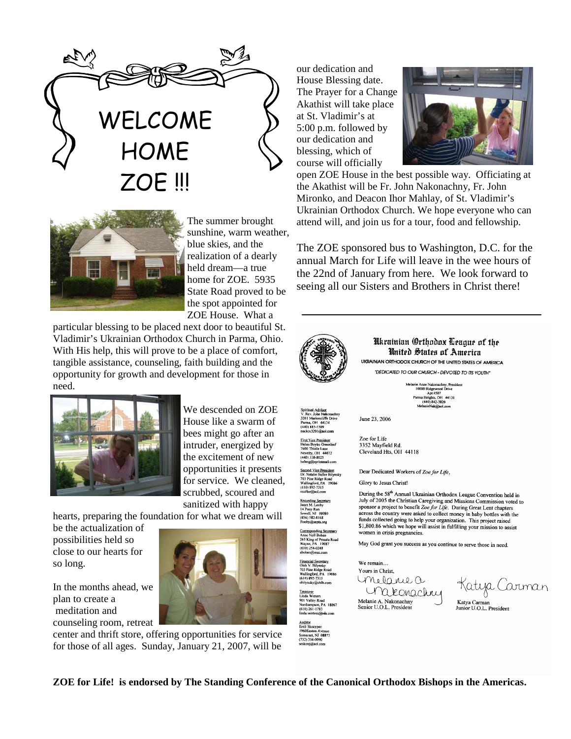# WELCOME HOME ZOE !!!

The summer brought sunshine, warm weather, blue skies, and the realization of a dearly held dream—a true home for ZOE. 5935 State Road proved to be the spot appointed for ZOE House. What a particular blessing to be placed next door to beautiful St. Vladimir's Ukrainian Orthodox Church in Parma, Ohio. With His help, this will prove to be a place of comfort, tangible assistance, counseling, faith building and the opportunity for growth and development for those in need.

We descended on ZOE House like a swarm of bees might go after an intruder, energized by the excitement of new opportunities it presents for service. We cleaned, scrubbed, scoured and sanitized with happy hearts, preparing the foundation for what we dream will be the actualization of possibilities held so close to our hearts for so long.

In the months ahead, we plan to create a meditation and counseling room, retreat center and thrift store, offering opportunities for service for those of all ages. Sunday, January 21, 2007, will be our dedication and House Blessing date. The Prayer for a Change Akathist will take place at St. Vladimir's at 5:00 p.m. followed by our dedication and blessing, which of course will officially open ZOE House in the best possible way. Officiating at the Akathist will be Fr. John Nakonachny, Fr. John Mironko, and Deacon Ihor Mahlay, of St. Vladimir's Ukrainian Orthodox Church. We hope everyone who can attend will, and join us for a tour, food and fellowship.

The ZOE sponsored bus to Washington, D.C. for the annual March for Life will leave in the wee hours of the 22nd of January from here. We look forward to seeing all our Sisters and Brothers in Christ there!

---

**Ukrainian Orthodox League of the United States of America**

UKRAINIAN ORTHODOX CHURCH OF THE UNITED STATES OF AMERICA

*"DEDICATED TO OUR CHURCH - DEVOTED TO ITS YOUTH"*

Melanie Anne Nakonachny, President
10000 Ridgewood Drive
Apt #507
Parma Heights, OH 44130
(440) 842-3826
MelanieNak@aol.com

Spiritual Advisor
V. Rev. John Nakonachny
3201 Marioncliffe Drive
Parma, OH 44134
(440) 885-1509
nackos3201@aol.com

First Vice President
Helen Boyko Greenleaf
7600 Thistle Lane
Novelty, OH 44072
(440) 338-8025
heleng@sprintmail.com

Second Vice President
Dr. Natalie Sudler Bilynsky
703 Pine Ridge Road
Wallingford, PA 19086
(610) 892-7315
nsudler@aol.com

Recording Secretary
Janet M. Looby
14 Pony Run
Sewell, NJ 08080
(856) 582-8168
Jlooby@septa.org

Corresponding Secretary
Anne Noll Bohen
265 King of Prussia Road
Wayne, PA 19087
(610) 254-0248
abohen@msn.com

Financial Secretary
Oleh V. Bilynsky
703 Pine Ridge Road
Wallingford, PA 19086
(610) 892-7315
obilynsky@ehlh.com

Treasurer
Linda Winters
901 Valley Road
Northampton, PA 18067
(610) 261-1783
linda.winters@eds.com

Auditor
Emil Skocypec
1960Easton Avenue
Somerset, NJ 08873
(732) 356-0090
seskony@aol.com

June 23, 2006

Zoe for Life
3352 Mayfield Rd.
Cleveland Hts, OH 44118

Dear Dedicated Workers of *Zoe for Life*,

Glory to Jesus Christ!

During the 58th Annual Ukrainian Orthodox League Convention held in July of 2005 the Christian Caregiving and Missions Commission voted to sponsor a project to benefit *Zoe for Life*. During Great Lent chapters across the country were asked to collect money in baby bottles with the funds collected going to help your organization. This project raised $1,800.86 which we hope will assist in fulfilling your mission to assist women in crisis pregnancies.

May God grant you success as you continue to serve those in need.

We remain…
Yours in Christ,

Melanie A. Nakonachny
Senior U.O.L. President

Katya Carman
Junior U.O.L. President

**ZOE for Life! is endorsed by The Standing Conference of the Canonical Orthodox Bishops in the Americas.**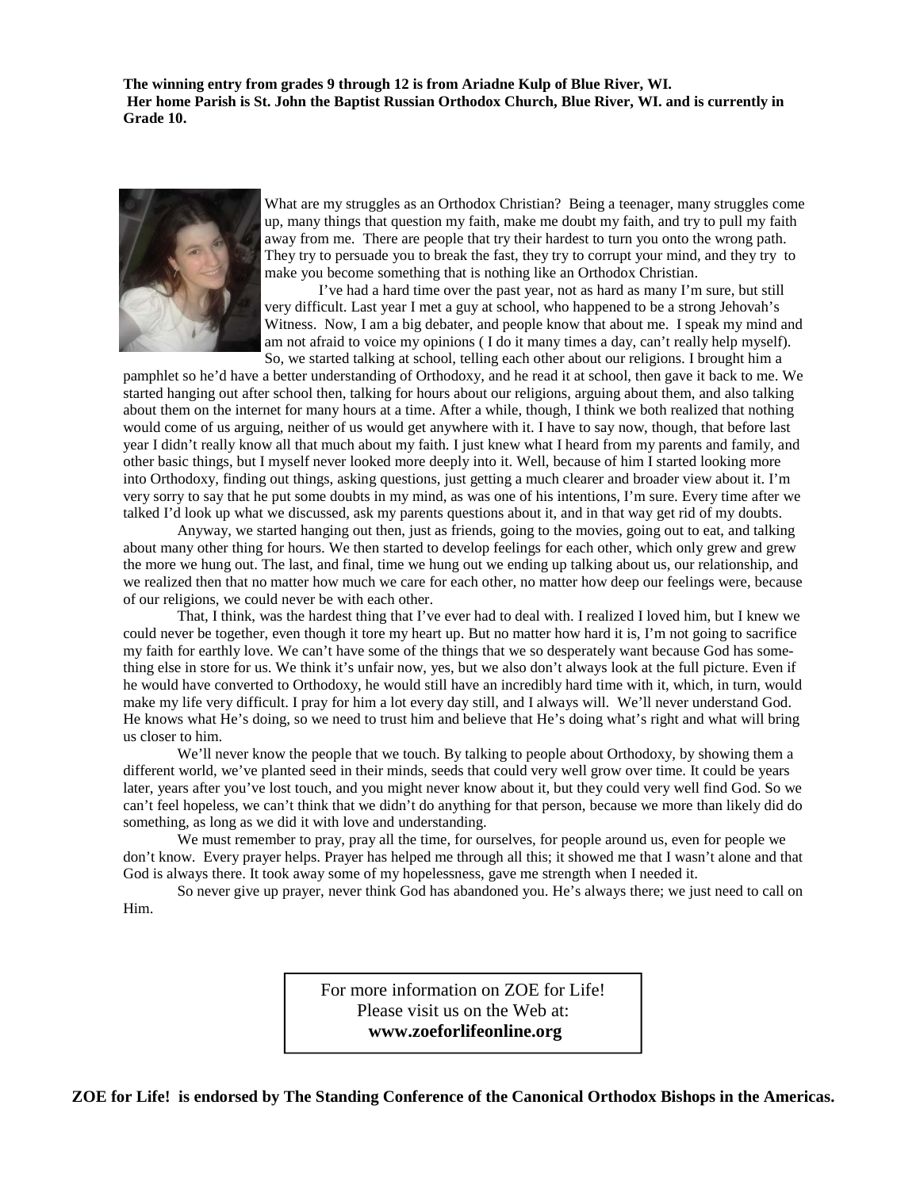**The winning entry from grades 9 through 12 is from Ariadne Kulp of Blue River, WI. Her home Parish is St. John the Baptist Russian Orthodox Church, Blue River, WI. and is currently in Grade 10.**

What are my struggles as an Orthodox Christian? Being a teenager, many struggles come up, many things that question my faith, make me doubt my faith, and try to pull my faith away from me. There are people that try their hardest to turn you onto the wrong path. They try to persuade you to break the fast, they try to corrupt your mind, and they try to make you become something that is nothing like an Orthodox Christian.

I've had a hard time over the past year, not as hard as many I'm sure, but still very difficult. Last year I met a guy at school, who happened to be a strong Jehovah's Witness. Now, I am a big debater, and people know that about me. I speak my mind and am not afraid to voice my opinions ( I do it many times a day, can't really help myself). So, we started talking at school, telling each other about our religions. I brought him a pamphlet so he'd have a better understanding of Orthodoxy, and he read it at school, then gave it back to me. We started hanging out after school then, talking for hours about our religions, arguing about them, and also talking about them on the internet for many hours at a time. After a while, though, I think we both realized that nothing would come of us arguing, neither of us would get anywhere with it. I have to say now, though, that before last year I didn't really know all that much about my faith. I just knew what I heard from my parents and family, and other basic things, but I myself never looked more deeply into it. Well, because of him I started looking more into Orthodoxy, finding out things, asking questions, just getting a much clearer and broader view about it. I'm very sorry to say that he put some doubts in my mind, as was one of his intentions, I'm sure. Every time after we talked I'd look up what we discussed, ask my parents questions about it, and in that way get rid of my doubts.

Anyway, we started hanging out then, just as friends, going to the movies, going out to eat, and talking about many other thing for hours. We then started to develop feelings for each other, which only grew and grew the more we hung out. The last, and final, time we hung out we ending up talking about us, our relationship, and we realized then that no matter how much we care for each other, no matter how deep our feelings were, because of our religions, we could never be with each other.

That, I think, was the hardest thing that I've ever had to deal with. I realized I loved him, but I knew we could never be together, even though it tore my heart up. But no matter how hard it is, I'm not going to sacrifice my faith for earthly love. We can't have some of the things that we so desperately want because God has something else in store for us. We think it's unfair now, yes, but we also don't always look at the full picture. Even if he would have converted to Orthodoxy, he would still have an incredibly hard time with it, which, in turn, would make my life very difficult. I pray for him a lot every day still, and I always will. We'll never understand God. He knows what He's doing, so we need to trust him and believe that He's doing what's right and what will bring us closer to him.

We'll never know the people that we touch. By talking to people about Orthodoxy, by showing them a different world, we've planted seed in their minds, seeds that could very well grow over time. It could be years later, years after you've lost touch, and you might never know about it, but they could very well find God. So we can't feel hopeless, we can't think that we didn't do anything for that person, because we more than likely did do something, as long as we did it with love and understanding.

We must remember to pray, pray all the time, for ourselves, for people around us, even for people we don't know. Every prayer helps. Prayer has helped me through all this; it showed me that I wasn't alone and that God is always there. It took away some of my hopelessness, gave me strength when I needed it.

So never give up prayer, never think God has abandoned you. He's always there; we just need to call on Him.

For more information on ZOE for Life!
Please visit us on the Web at:
**www.zoeforlifeonline.org**

**ZOE for Life! is endorsed by The Standing Conference of the Canonical Orthodox Bishops in the Americas.**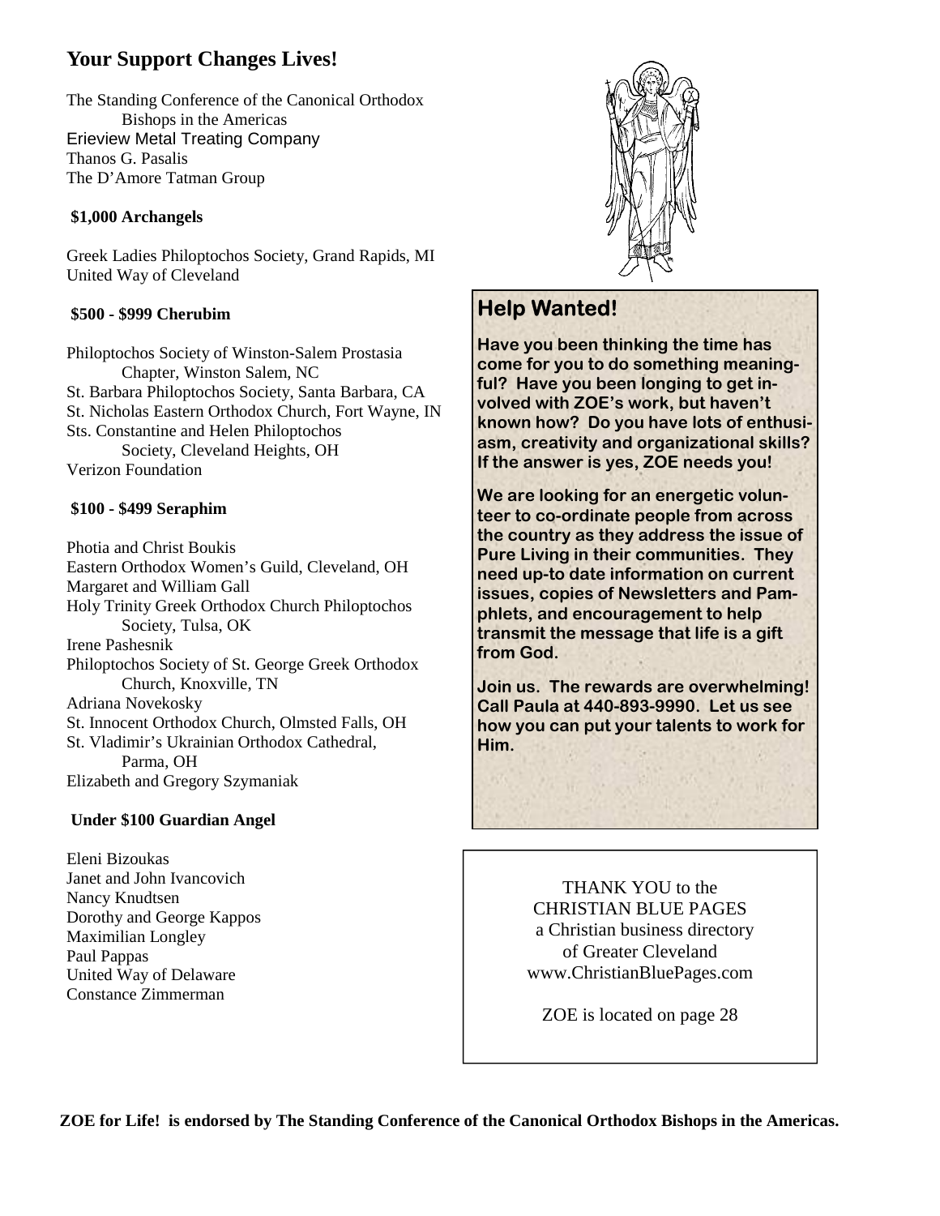## Your Support Changes Lives!

The Standing Conference of the Canonical Orthodox Bishops in the Americas
Erieview Metal Treating Company
Thanos G. Pasalis
The D'Amore Tatman Group

**$1,000 Archangels**

Greek Ladies Philoptochos Society, Grand Rapids, MI
United Way of Cleveland

**$500 - $999 Cherubim**

Philoptochos Society of Winston-Salem Prostasia Chapter, Winston Salem, NC
St. Barbara Philoptochos Society, Santa Barbara, CA
St. Nicholas Eastern Orthodox Church, Fort Wayne, IN
Sts. Constantine and Helen Philoptochos Society, Cleveland Heights, OH
Verizon Foundation

**$100 - $499 Seraphim**

Photia and Christ Boukis
Eastern Orthodox Women's Guild, Cleveland, OH
Margaret and William Gall
Holy Trinity Greek Orthodox Church Philoptochos Society, Tulsa, OK
Irene Pashesnik
Philoptochos Society of St. George Greek Orthodox Church, Knoxville, TN
Adriana Novekosky
St. Innocent Orthodox Church, Olmsted Falls, OH
St. Vladimir's Ukrainian Orthodox Cathedral, Parma, OH
Elizabeth and Gregory Szymaniak

**Under $100 Guardian Angel**

Eleni Bizoukas
Janet and John Ivancovich
Nancy Knudtsen
Dorothy and George Kappos
Maximilian Longley
Paul Pappas
United Way of Delaware
Constance Zimmerman

## Help Wanted!

**Have you been thinking the time has come for you to do something meaningful? Have you been longing to get involved with ZOE's work, but haven't known how? Do you have lots of enthusiasm, creativity and organizational skills? If the answer is yes, ZOE needs you!**

**We are looking for an energetic volunteer to co-ordinate people from across the country as they address the issue of Pure Living in their communities. They need up-to date information on current issues, copies of Newsletters and Pamphlets, and encouragement to help transmit the message that life is a gift from God.**

**Join us. The rewards are overwhelming! Call Paula at 440-893-9990. Let us see how you can put your talents to work for Him.**

THANK YOU to the
CHRISTIAN BLUE PAGES
a Christian business directory
of Greater Cleveland
www.ChristianBluePages.com

ZOE is located on page 28

**ZOE for Life! is endorsed by The Standing Conference of the Canonical Orthodox Bishops in the Americas.**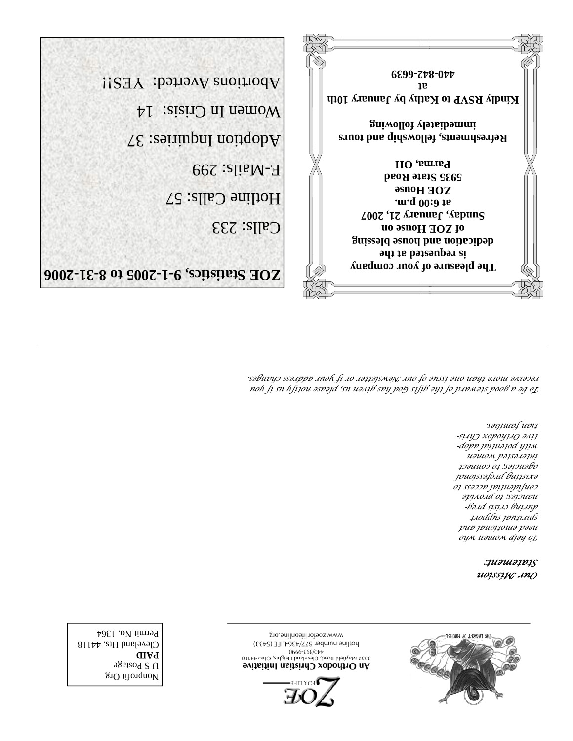The pleasure of your company is requested at the dedication and house blessing of ZOE House on Sunday, January 21, 2007 at 6:00 p.m. ZOE House 5935 State Road Parma, OH

Refreshments, fellowship and tours immediately following

Kindly RSVP to Kathy by January 10th at 440-842-6639

**ZOE Statistics, 9-1-2005 to 8-31-2006**

Calls: 233

Hotline Calls: 57

E-Mails: 299

Adoption Inquiries: 37

Women In Crisis: 14

Abortions Averted: YES!!

*To be a good steward of the gifts God has given us, please notify us if you receive more than one issue of our Newsletter or if your address changes.*

***Our Mission Statement:***

*To help women who need emotional and spiritual support during crisis pregnancies; to provide confidential access to existing professional agencies; to connect interested women with potential adoptive Orthodox Christian families.*

THE LAMENT OF RACHEL

ZOE FOR LIFE

**An Orthodox Christian Initiative**
3352 Mayfield Road, Cleveland Heights, Ohio 44118
440/893-9990
hotline number 877/436-LIFE (5433)
www.zoeforlifeonline.org

Nonprofit Org
U S Postage
**PAID**
Cleveland Hts. 44118
Permit No. 1364